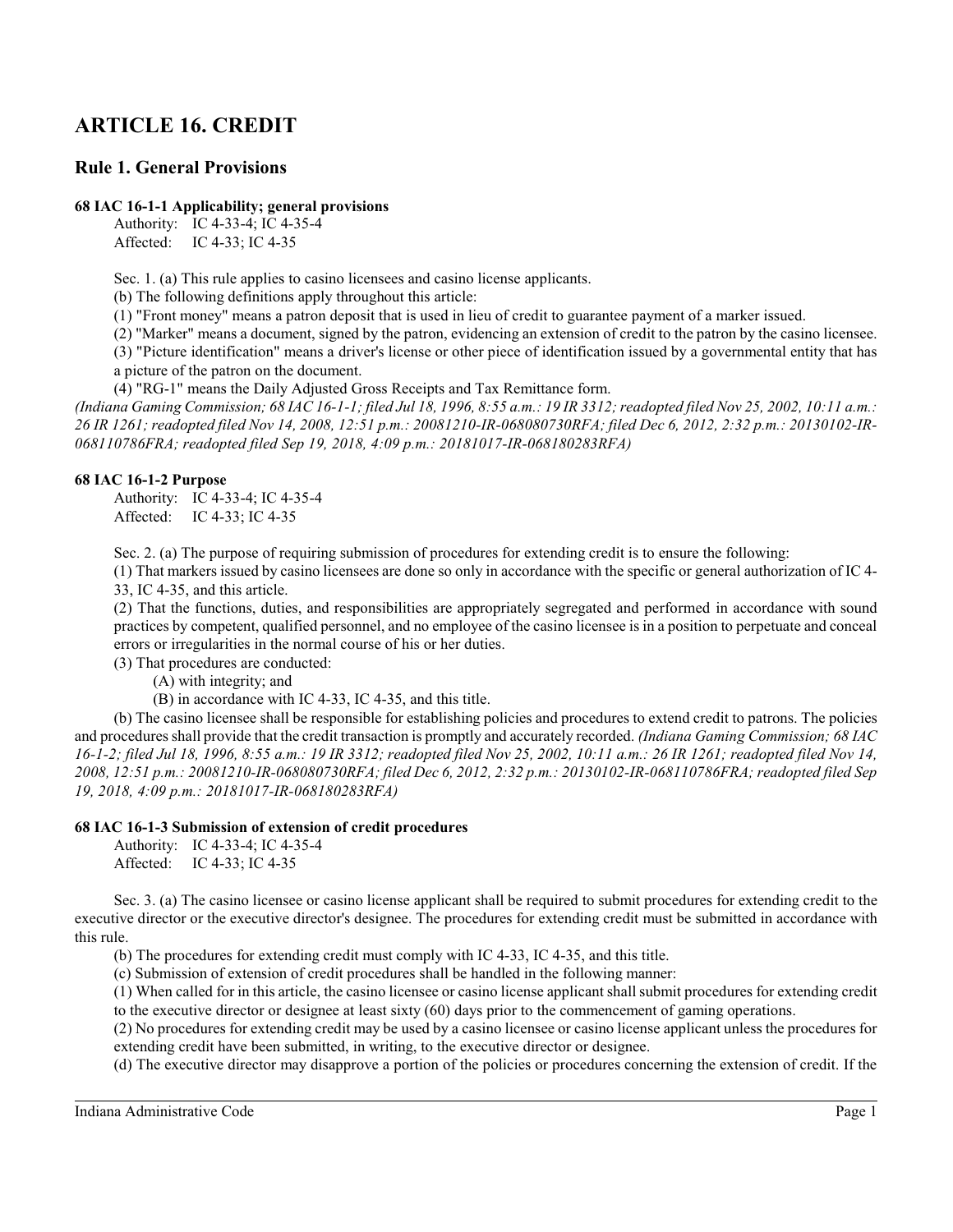# ARTICLE 16. CREDIT

## Rule 1. General Provisions

### 68 IAC 16-1-1 Applicability; general provisions

Authority: IC 4-33-4; IC 4-35-4
Affected: IC 4-33; IC 4-35

Sec. 1. (a) This rule applies to casino licensees and casino license applicants.

(b) The following definitions apply throughout this article:

(1) "Front money" means a patron deposit that is used in lieu of credit to guarantee payment of a marker issued.

(2) "Marker" means a document, signed by the patron, evidencing an extension of credit to the patron by the casino licensee.

(3) "Picture identification" means a driver's license or other piece of identification issued by a governmental entity that has a picture of the patron on the document.

(4) "RG-1" means the Daily Adjusted Gross Receipts and Tax Remittance form.

*(Indiana Gaming Commission; 68 IAC 16-1-1; filed Jul 18, 1996, 8:55 a.m.: 19 IR 3312; readopted filed Nov 25, 2002, 10:11 a.m.: 26 IR 1261; readopted filed Nov 14, 2008, 12:51 p.m.: 20081210-IR-068080730RFA; filed Dec 6, 2012, 2:32 p.m.: 20130102-IR-068110786FRA; readopted filed Sep 19, 2018, 4:09 p.m.: 20181017-IR-068180283RFA)*

### 68 IAC 16-1-2 Purpose

Authority: IC 4-33-4; IC 4-35-4
Affected: IC 4-33; IC 4-35

Sec. 2. (a) The purpose of requiring submission of procedures for extending credit is to ensure the following:

(1) That markers issued by casino licensees are done so only in accordance with the specific or general authorization of IC 4-33, IC 4-35, and this article.

(2) That the functions, duties, and responsibilities are appropriately segregated and performed in accordance with sound practices by competent, qualified personnel, and no employee of the casino licensee is in a position to perpetuate and conceal errors or irregularities in the normal course of his or her duties.

(3) That procedures are conducted:

(A) with integrity; and

(B) in accordance with IC 4-33, IC 4-35, and this title.

(b) The casino licensee shall be responsible for establishing policies and procedures to extend credit to patrons. The policies and procedures shall provide that the credit transaction is promptly and accurately recorded. *(Indiana Gaming Commission; 68 IAC 16-1-2; filed Jul 18, 1996, 8:55 a.m.: 19 IR 3312; readopted filed Nov 25, 2002, 10:11 a.m.: 26 IR 1261; readopted filed Nov 14, 2008, 12:51 p.m.: 20081210-IR-068080730RFA; filed Dec 6, 2012, 2:32 p.m.: 20130102-IR-068110786FRA; readopted filed Sep 19, 2018, 4:09 p.m.: 20181017-IR-068180283RFA)*

### 68 IAC 16-1-3 Submission of extension of credit procedures

Authority: IC 4-33-4; IC 4-35-4
Affected: IC 4-33; IC 4-35

Sec. 3. (a) The casino licensee or casino license applicant shall be required to submit procedures for extending credit to the executive director or the executive director's designee. The procedures for extending credit must be submitted in accordance with this rule.

(b) The procedures for extending credit must comply with IC 4-33, IC 4-35, and this title.

(c) Submission of extension of credit procedures shall be handled in the following manner:

(1) When called for in this article, the casino licensee or casino license applicant shall submit procedures for extending credit to the executive director or designee at least sixty (60) days prior to the commencement of gaming operations.

(2) No procedures for extending credit may be used by a casino licensee or casino license applicant unless the procedures for extending credit have been submitted, in writing, to the executive director or designee.

(d) The executive director may disapprove a portion of the policies or procedures concerning the extension of credit. If the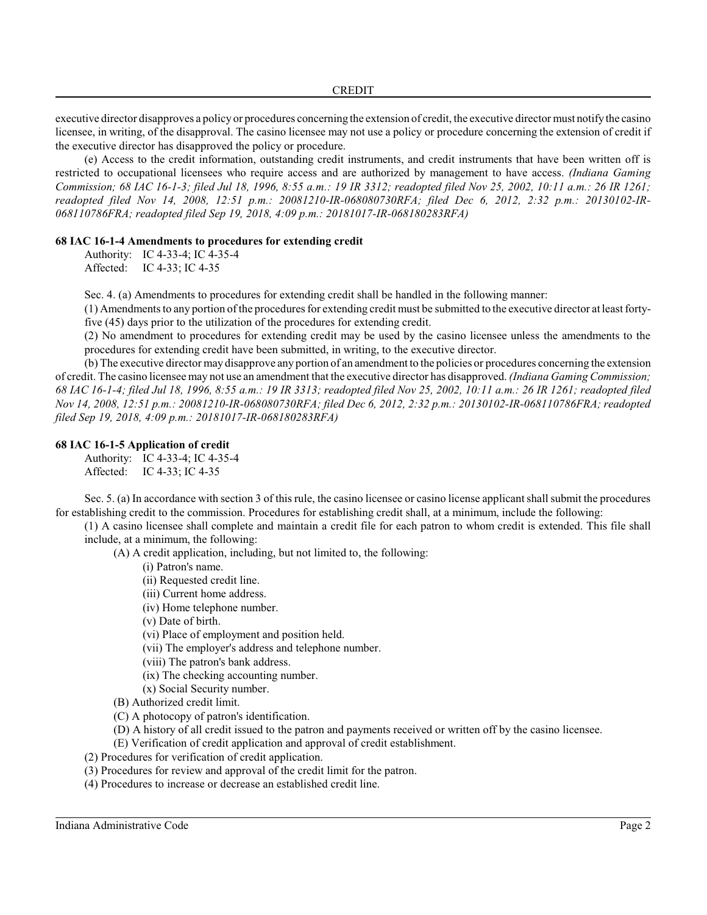executive director disapproves a policy or procedures concerning the extension of credit, the executive director must notify the casino licensee, in writing, of the disapproval. The casino licensee may not use a policy or procedure concerning the extension of credit if the executive director has disapproved the policy or procedure.

(e) Access to the credit information, outstanding credit instruments, and credit instruments that have been written off is restricted to occupational licensees who require access and are authorized by management to have access. *(Indiana Gaming Commission; 68 IAC 16-1-3; filed Jul 18, 1996, 8:55 a.m.: 19 IR 3312; readopted filed Nov 25, 2002, 10:11 a.m.: 26 IR 1261; readopted filed Nov 14, 2008, 12:51 p.m.: 20081210-IR-068080730RFA; filed Dec 6, 2012, 2:32 p.m.: 20130102-IR-068110786FRA; readopted filed Sep 19, 2018, 4:09 p.m.: 20181017-IR-068180283RFA)*

**68 IAC 16-1-4 Amendments to procedures for extending credit**

Authority: IC 4-33-4; IC 4-35-4
Affected: IC 4-33; IC 4-35

Sec. 4. (a) Amendments to procedures for extending credit shall be handled in the following manner:

(1) Amendments to any portion of the procedures for extending credit must be submitted to the executive director at least forty-five (45) days prior to the utilization of the procedures for extending credit.

(2) No amendment to procedures for extending credit may be used by the casino licensee unless the amendments to the procedures for extending credit have been submitted, in writing, to the executive director.

(b) The executive director may disapprove any portion of an amendment to the policies or procedures concerning the extension of credit. The casino licensee may not use an amendment that the executive director has disapproved. *(Indiana Gaming Commission; 68 IAC 16-1-4; filed Jul 18, 1996, 8:55 a.m.: 19 IR 3313; readopted filed Nov 25, 2002, 10:11 a.m.: 26 IR 1261; readopted filed Nov 14, 2008, 12:51 p.m.: 20081210-IR-068080730RFA; filed Dec 6, 2012, 2:32 p.m.: 20130102-IR-068110786FRA; readopted filed Sep 19, 2018, 4:09 p.m.: 20181017-IR-068180283RFA)*

**68 IAC 16-1-5 Application of credit**

Authority: IC 4-33-4; IC 4-35-4
Affected: IC 4-33; IC 4-35

Sec. 5. (a) In accordance with section 3 of this rule, the casino licensee or casino license applicant shall submit the procedures for establishing credit to the commission. Procedures for establishing credit shall, at a minimum, include the following:

(1) A casino licensee shall complete and maintain a credit file for each patron to whom credit is extended. This file shall include, at a minimum, the following:

(A) A credit application, including, but not limited to, the following:

(i) Patron's name.
(ii) Requested credit line.
(iii) Current home address.
(iv) Home telephone number.
(v) Date of birth.
(vi) Place of employment and position held.
(vii) The employer's address and telephone number.
(viii) The patron's bank address.
(ix) The checking accounting number.
(x) Social Security number.

(B) Authorized credit limit.
(C) A photocopy of patron's identification.
(D) A history of all credit issued to the patron and payments received or written off by the casino licensee.
(E) Verification of credit application and approval of credit establishment.

(2) Procedures for verification of credit application.
(3) Procedures for review and approval of the credit limit for the patron.
(4) Procedures to increase or decrease an established credit line.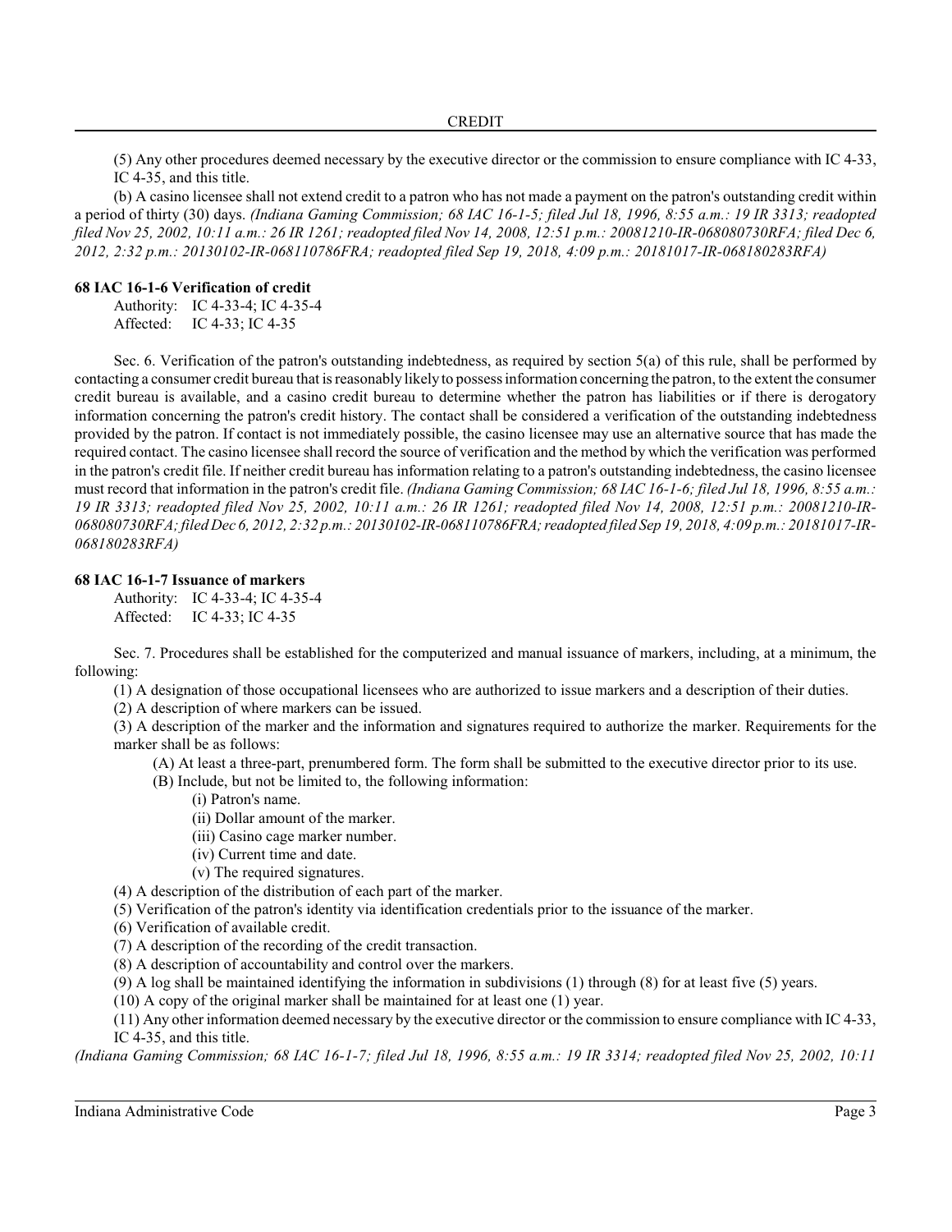(5) Any other procedures deemed necessary by the executive director or the commission to ensure compliance with IC 4-33, IC 4-35, and this title.

(b) A casino licensee shall not extend credit to a patron who has not made a payment on the patron's outstanding credit within a period of thirty (30) days. *(Indiana Gaming Commission; 68 IAC 16-1-5; filed Jul 18, 1996, 8:55 a.m.: 19 IR 3313; readopted filed Nov 25, 2002, 10:11 a.m.: 26 IR 1261; readopted filed Nov 14, 2008, 12:51 p.m.: 20081210-IR-068080730RFA; filed Dec 6, 2012, 2:32 p.m.: 20130102-IR-068110786FRA; readopted filed Sep 19, 2018, 4:09 p.m.: 20181017-IR-068180283RFA)*

**68 IAC 16-1-6 Verification of credit**

Authority: IC 4-33-4; IC 4-35-4
Affected: IC 4-33; IC 4-35

Sec. 6. Verification of the patron's outstanding indebtedness, as required by section 5(a) of this rule, shall be performed by contacting a consumer credit bureau that is reasonably likely to possess information concerning the patron, to the extent the consumer credit bureau is available, and a casino credit bureau to determine whether the patron has liabilities or if there is derogatory information concerning the patron's credit history. The contact shall be considered a verification of the outstanding indebtedness provided by the patron. If contact is not immediately possible, the casino licensee may use an alternative source that has made the required contact. The casino licensee shall record the source of verification and the method by which the verification was performed in the patron's credit file. If neither credit bureau has information relating to a patron's outstanding indebtedness, the casino licensee must record that information in the patron's credit file. *(Indiana Gaming Commission; 68 IAC 16-1-6; filed Jul 18, 1996, 8:55 a.m.: 19 IR 3313; readopted filed Nov 25, 2002, 10:11 a.m.: 26 IR 1261; readopted filed Nov 14, 2008, 12:51 p.m.: 20081210-IR-068080730RFA; filed Dec 6, 2012, 2:32 p.m.: 20130102-IR-068110786FRA; readopted filed Sep 19, 2018, 4:09 p.m.: 20181017-IR-068180283RFA)*

**68 IAC 16-1-7 Issuance of markers**

Authority: IC 4-33-4; IC 4-35-4
Affected: IC 4-33; IC 4-35

Sec. 7. Procedures shall be established for the computerized and manual issuance of markers, including, at a minimum, the following:

(1) A designation of those occupational licensees who are authorized to issue markers and a description of their duties.

(2) A description of where markers can be issued.

(3) A description of the marker and the information and signatures required to authorize the marker. Requirements for the marker shall be as follows:

(A) At least a three-part, prenumbered form. The form shall be submitted to the executive director prior to its use.

(B) Include, but not be limited to, the following information:

(i) Patron's name.

(ii) Dollar amount of the marker.

(iii) Casino cage marker number.

(iv) Current time and date.

(v) The required signatures.

(4) A description of the distribution of each part of the marker.

(5) Verification of the patron's identity via identification credentials prior to the issuance of the marker.

(6) Verification of available credit.

(7) A description of the recording of the credit transaction.

(8) A description of accountability and control over the markers.

(9) A log shall be maintained identifying the information in subdivisions (1) through (8) for at least five (5) years.

(10) A copy of the original marker shall be maintained for at least one (1) year.

(11) Any other information deemed necessary by the executive director or the commission to ensure compliance with IC 4-33, IC 4-35, and this title.

*(Indiana Gaming Commission; 68 IAC 16-1-7; filed Jul 18, 1996, 8:55 a.m.: 19 IR 3314; readopted filed Nov 25, 2002, 10:11*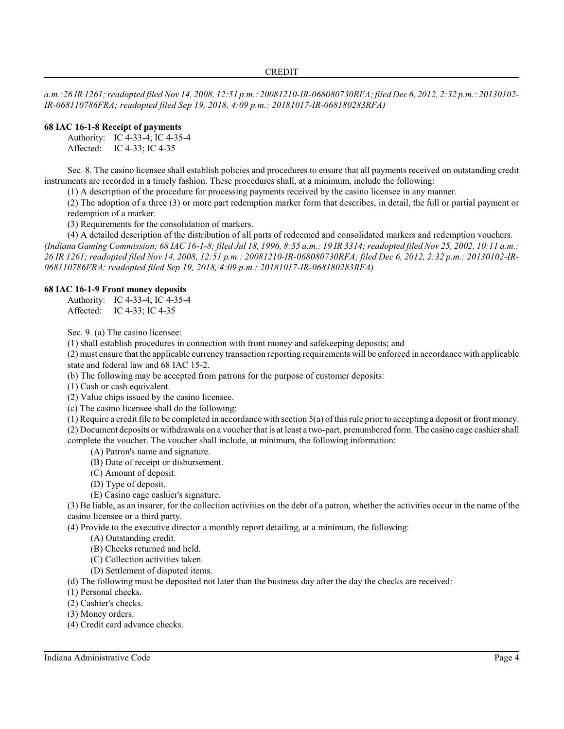*a.m.:26 IR 1261; readopted filed Nov 14, 2008, 12:51 p.m.: 20081210-IR-068080730RFA; filed Dec 6, 2012, 2:32 p.m.: 20130102-IR-068110786FRA; readopted filed Sep 19, 2018, 4:09 p.m.: 20181017-IR-068180283RFA)*

**68 IAC 16-1-8 Receipt of payments**

Authority: IC 4-33-4; IC 4-35-4
Affected: IC 4-33; IC 4-35

Sec. 8. The casino licensee shall establish policies and procedures to ensure that all payments received on outstanding credit instruments are recorded in a timely fashion. These procedures shall, at a minimum, include the following:

(1) A description of the procedure for processing payments received by the casino licensee in any manner.

(2) The adoption of a three (3) or more part redemption marker form that describes, in detail, the full or partial payment or redemption of a marker.

(3) Requirements for the consolidation of markers.

(4) A detailed description of the distribution of all parts of redeemed and consolidated markers and redemption vouchers.

*(Indiana Gaming Commission; 68 IAC 16-1-8; filed Jul 18, 1996, 8:55 a.m.: 19 IR 3314; readopted filed Nov 25, 2002, 10:11 a.m.: 26 IR 1261; readopted filed Nov 14, 2008, 12:51 p.m.: 20081210-IR-068080730RFA; filed Dec 6, 2012, 2:32 p.m.: 20130102-IR-068110786FRA; readopted filed Sep 19, 2018, 4:09 p.m.: 20181017-IR-068180283RFA)*

**68 IAC 16-1-9 Front money deposits**

Authority: IC 4-33-4; IC 4-35-4
Affected: IC 4-33; IC 4-35

Sec. 9. (a) The casino licensee:

(1) shall establish procedures in connection with front money and safekeeping deposits; and

(2) must ensure that the applicable currency transaction reporting requirements will be enforced in accordance with applicable state and federal law and 68 IAC 15-2.

(b) The following may be accepted from patrons for the purpose of customer deposits:

(1) Cash or cash equivalent.

(2) Value chips issued by the casino licensee.

(c) The casino licensee shall do the following:

(1) Require a credit file to be completed in accordance with section 5(a) of this rule prior to accepting a deposit or front money.

(2) Document deposits or withdrawals on a voucher that is at least a two-part, prenumbered form. The casino cage cashier shall complete the voucher. The voucher shall include, at minimum, the following information:

(A) Patron's name and signature.

(B) Date of receipt or disbursement.

(C) Amount of deposit.

(D) Type of deposit.

(E) Casino cage cashier's signature.

(3) Be liable, as an insurer, for the collection activities on the debt of a patron, whether the activities occur in the name of the casino licensee or a third party.

(4) Provide to the executive director a monthly report detailing, at a minimum, the following:

(A) Outstanding credit.

(B) Checks returned and held.

(C) Collection activities taken.

(D) Settlement of disputed items.

(d) The following must be deposited not later than the business day after the day the checks are received:

(1) Personal checks.

(2) Cashier's checks.

(3) Money orders.

(4) Credit card advance checks.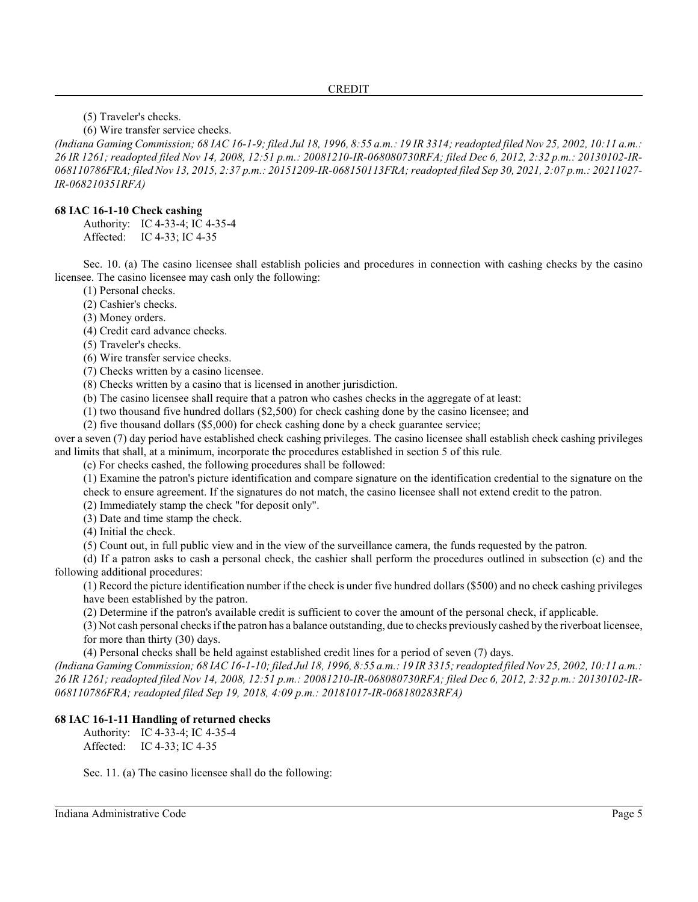(5) Traveler's checks.

(6) Wire transfer service checks.

*(Indiana Gaming Commission; 68 IAC 16-1-9; filed Jul 18, 1996, 8:55 a.m.: 19 IR 3314; readopted filed Nov 25, 2002, 10:11 a.m.: 26 IR 1261; readopted filed Nov 14, 2008, 12:51 p.m.: 20081210-IR-068080730RFA; filed Dec 6, 2012, 2:32 p.m.: 20130102-IR-068110786FRA; filed Nov 13, 2015, 2:37 p.m.: 20151209-IR-068150113FRA; readopted filed Sep 30, 2021, 2:07 p.m.: 20211027-IR-068210351RFA)*

**68 IAC 16-1-10 Check cashing**

Authority: IC 4-33-4; IC 4-35-4
Affected: IC 4-33; IC 4-35

Sec. 10. (a) The casino licensee shall establish policies and procedures in connection with cashing checks by the casino licensee. The casino licensee may cash only the following:

(1) Personal checks.

(2) Cashier's checks.

(3) Money orders.

(4) Credit card advance checks.

(5) Traveler's checks.

(6) Wire transfer service checks.

(7) Checks written by a casino licensee.

(8) Checks written by a casino that is licensed in another jurisdiction.

(b) The casino licensee shall require that a patron who cashes checks in the aggregate of at least:

(1) two thousand five hundred dollars ($2,500) for check cashing done by the casino licensee; and

(2) five thousand dollars ($5,000) for check cashing done by a check guarantee service;

over a seven (7) day period have established check cashing privileges. The casino licensee shall establish check cashing privileges and limits that shall, at a minimum, incorporate the procedures established in section 5 of this rule.

(c) For checks cashed, the following procedures shall be followed:

(1) Examine the patron's picture identification and compare signature on the identification credential to the signature on the check to ensure agreement. If the signatures do not match, the casino licensee shall not extend credit to the patron.

(2) Immediately stamp the check "for deposit only".

(3) Date and time stamp the check.

(4) Initial the check.

(5) Count out, in full public view and in the view of the surveillance camera, the funds requested by the patron.

(d) If a patron asks to cash a personal check, the cashier shall perform the procedures outlined in subsection (c) and the following additional procedures:

(1) Record the picture identification number if the check is under five hundred dollars ($500) and no check cashing privileges have been established by the patron.

(2) Determine if the patron's available credit is sufficient to cover the amount of the personal check, if applicable.

(3) Not cash personal checks if the patron has a balance outstanding, due to checks previously cashed by the riverboat licensee, for more than thirty (30) days.

(4) Personal checks shall be held against established credit lines for a period of seven (7) days.

*(Indiana Gaming Commission; 68 IAC 16-1-10; filed Jul 18, 1996, 8:55 a.m.: 19 IR 3315; readopted filed Nov 25, 2002, 10:11 a.m.: 26 IR 1261; readopted filed Nov 14, 2008, 12:51 p.m.: 20081210-IR-068080730RFA; filed Dec 6, 2012, 2:32 p.m.: 20130102-IR-068110786FRA; readopted filed Sep 19, 2018, 4:09 p.m.: 20181017-IR-068180283RFA)*

**68 IAC 16-1-11 Handling of returned checks**

Authority: IC 4-33-4; IC 4-35-4
Affected: IC 4-33; IC 4-35

Sec. 11. (a) The casino licensee shall do the following: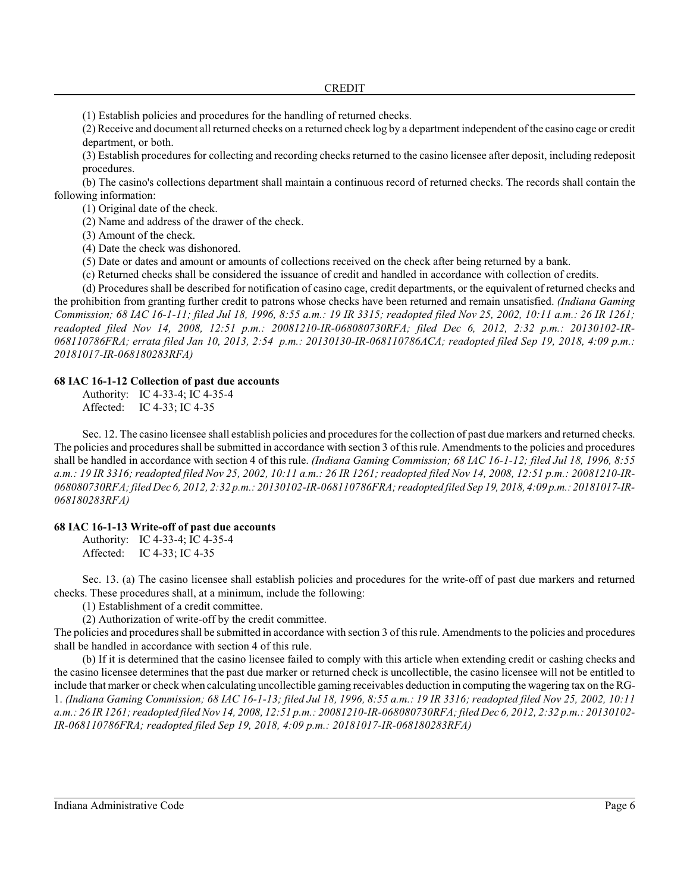(1) Establish policies and procedures for the handling of returned checks.

(2) Receive and document all returned checks on a returned check log by a department independent of the casino cage or credit department, or both.

(3) Establish procedures for collecting and recording checks returned to the casino licensee after deposit, including redeposit procedures.

(b) The casino's collections department shall maintain a continuous record of returned checks. The records shall contain the following information:

(1) Original date of the check.

(2) Name and address of the drawer of the check.

(3) Amount of the check.

(4) Date the check was dishonored.

(5) Date or dates and amount or amounts of collections received on the check after being returned by a bank.

(c) Returned checks shall be considered the issuance of credit and handled in accordance with collection of credits.

(d) Procedures shall be described for notification of casino cage, credit departments, or the equivalent of returned checks and the prohibition from granting further credit to patrons whose checks have been returned and remain unsatisfied. *(Indiana Gaming Commission; 68 IAC 16-1-11; filed Jul 18, 1996, 8:55 a.m.: 19 IR 3315; readopted filed Nov 25, 2002, 10:11 a.m.: 26 IR 1261; readopted filed Nov 14, 2008, 12:51 p.m.: 20081210-IR-068080730RFA; filed Dec 6, 2012, 2:32 p.m.: 20130102-IR-068110786FRA; errata filed Jan 10, 2013, 2:54 p.m.: 20130130-IR-068110786ACA; readopted filed Sep 19, 2018, 4:09 p.m.: 20181017-IR-068180283RFA)*

### 68 IAC 16-1-12 Collection of past due accounts

Authority: IC 4-33-4; IC 4-35-4
Affected: IC 4-33; IC 4-35

Sec. 12. The casino licensee shall establish policies and procedures for the collection of past due markers and returned checks. The policies and procedures shall be submitted in accordance with section 3 of this rule. Amendments to the policies and procedures shall be handled in accordance with section 4 of this rule. *(Indiana Gaming Commission; 68 IAC 16-1-12; filed Jul 18, 1996, 8:55 a.m.: 19 IR 3316; readopted filed Nov 25, 2002, 10:11 a.m.: 26 IR 1261; readopted filed Nov 14, 2008, 12:51 p.m.: 20081210-IR-068080730RFA; filed Dec 6, 2012, 2:32 p.m.: 20130102-IR-068110786FRA; readopted filed Sep 19, 2018, 4:09 p.m.: 20181017-IR-068180283RFA)*

### 68 IAC 16-1-13 Write-off of past due accounts

Authority: IC 4-33-4; IC 4-35-4
Affected: IC 4-33; IC 4-35

Sec. 13. (a) The casino licensee shall establish policies and procedures for the write-off of past due markers and returned checks. These procedures shall, at a minimum, include the following:

(1) Establishment of a credit committee.

(2) Authorization of write-off by the credit committee.

The policies and procedures shall be submitted in accordance with section 3 of this rule. Amendments to the policies and procedures shall be handled in accordance with section 4 of this rule.

(b) If it is determined that the casino licensee failed to comply with this article when extending credit or cashing checks and the casino licensee determines that the past due marker or returned check is uncollectible, the casino licensee will not be entitled to include that marker or check when calculating uncollectible gaming receivables deduction in computing the wagering tax on the RG-1. *(Indiana Gaming Commission; 68 IAC 16-1-13; filed Jul 18, 1996, 8:55 a.m.: 19 IR 3316; readopted filed Nov 25, 2002, 10:11 a.m.: 26 IR 1261; readopted filed Nov 14, 2008, 12:51 p.m.: 20081210-IR-068080730RFA; filed Dec 6, 2012, 2:32 p.m.: 20130102-IR-068110786FRA; readopted filed Sep 19, 2018, 4:09 p.m.: 20181017-IR-068180283RFA)*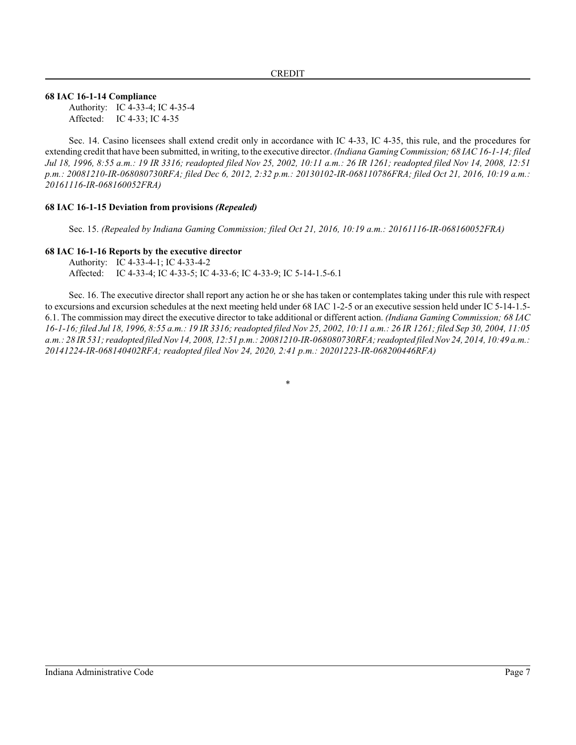**68 IAC 16-1-14 Compliance**

Authority: IC 4-33-4; IC 4-35-4
Affected: IC 4-33; IC 4-35

Sec. 14. Casino licensees shall extend credit only in accordance with IC 4-33, IC 4-35, this rule, and the procedures for extending credit that have been submitted, in writing, to the executive director. *(Indiana Gaming Commission; 68 IAC 16-1-14; filed Jul 18, 1996, 8:55 a.m.: 19 IR 3316; readopted filed Nov 25, 2002, 10:11 a.m.: 26 IR 1261; readopted filed Nov 14, 2008, 12:51 p.m.: 20081210-IR-068080730RFA; filed Dec 6, 2012, 2:32 p.m.: 20130102-IR-068110786FRA; filed Oct 21, 2016, 10:19 a.m.: 20161116-IR-068160052FRA)*

**68 IAC 16-1-15 Deviation from provisions *(Repealed)***

Sec. 15. *(Repealed by Indiana Gaming Commission; filed Oct 21, 2016, 10:19 a.m.: 20161116-IR-068160052FRA)*

**68 IAC 16-1-16 Reports by the executive director**

Authority: IC 4-33-4-1; IC 4-33-4-2
Affected: IC 4-33-4; IC 4-33-5; IC 4-33-6; IC 4-33-9; IC 5-14-1.5-6.1

Sec. 16. The executive director shall report any action he or she has taken or contemplates taking under this rule with respect to excursions and excursion schedules at the next meeting held under 68 IAC 1-2-5 or an executive session held under IC 5-14-1.5-6.1. The commission may direct the executive director to take additional or different action. *(Indiana Gaming Commission; 68 IAC 16-1-16; filed Jul 18, 1996, 8:55 a.m.: 19 IR 3316; readopted filed Nov 25, 2002, 10:11 a.m.: 26 IR 1261; filed Sep 30, 2004, 11:05 a.m.: 28 IR 531; readopted filed Nov 14, 2008, 12:51 p.m.: 20081210-IR-068080730RFA; readopted filed Nov 24, 2014, 10:49 a.m.: 20141224-IR-068140402RFA; readopted filed Nov 24, 2020, 2:41 p.m.: 20201223-IR-068200446RFA)*

*